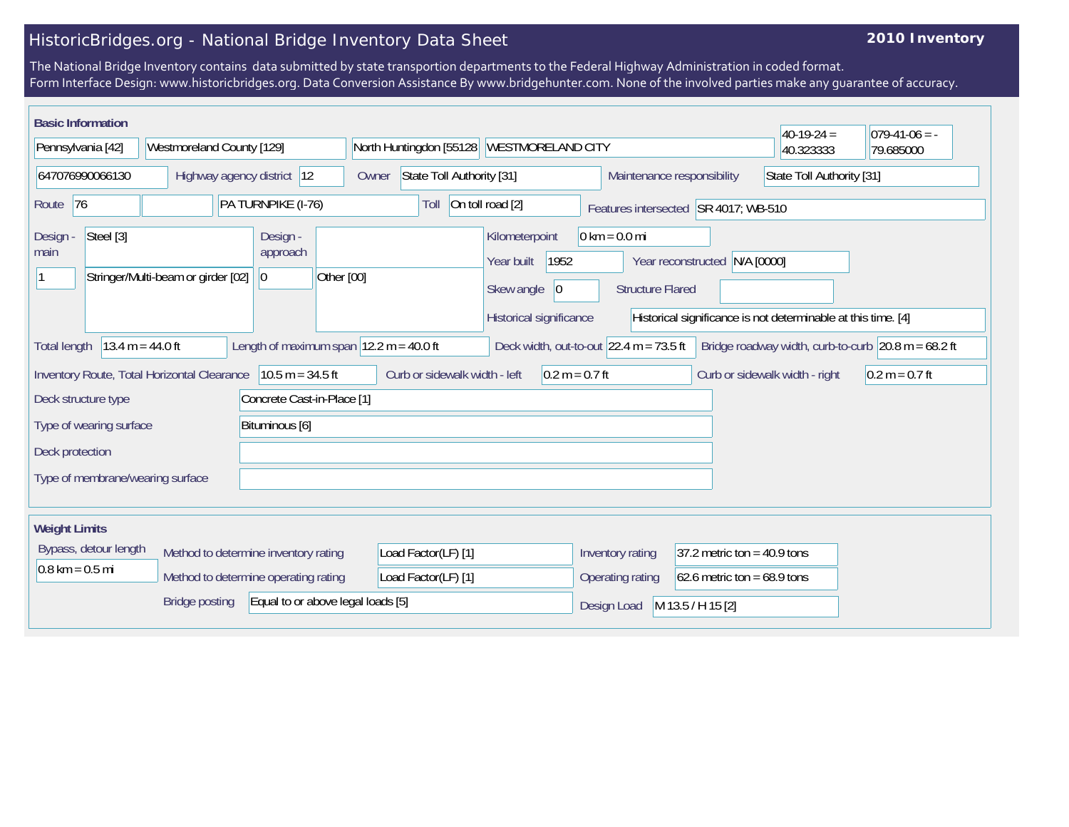# HistoricBridges.org - National Bridge Inventory Data Sheet

**2010 Inventory**

The National Bridge Inventory contains data submitted by state transportion departments to the Federal Highway Administration in coded format.
Form Interface Design: www.historicbridges.org. Data Conversion Assistance By www.bridgehunter.com. None of the involved parties make any guarantee of accuracy.

## Basic Information

| Field | Value |
|---|---|
| State | Pennsylvania [42] |
| County | Westmoreland County [129] |
| Place | North Huntingdon [55128 |
| Location | WESTMORELAND CITY |
| Latitude | 40-19-24 = 40.323333 |
| Longitude | 079-41-06 = -79.685000 |
| Structure Number | 647076990066130 |
| Highway agency district | 12 |
| Owner | State Toll Authority [31] |
| Maintenance responsibility | State Toll Authority [31] |
| Route | 76 |
| Facility carried | PA TURNPIKE (I-76) |
| Toll | On toll road [2] |
| Features intersected | SR 4017; WB-510 |
| Design - main | Steel [3] |
| Number of main spans | 1 |
| Main span type | Stringer/Multi-beam or girder [02] |
| Design - approach | |
| Number of approach spans | 0 |
| Approach span type | Other [00] |
| Kilometerpoint | 0 km = 0.0 mi |
| Year built | 1952 |
| Year reconstructed | N/A [0000] |
| Skew angle | 0 |
| Structure Flared | |
| Historical significance | Historical significance is not determinable at this time. [4] |
| Total length | 13.4 m = 44.0 ft |
| Length of maximum span | 12.2 m = 40.0 ft |
| Deck width, out-to-out | 22.4 m = 73.5 ft |
| Bridge roadway width, curb-to-curb | 20.8 m = 68.2 ft |
| Inventory Route, Total Horizontal Clearance | 10.5 m = 34.5 ft |
| Curb or sidewalk width - left | 0.2 m = 0.7 ft |
| Curb or sidewalk width - right | 0.2 m = 0.7 ft |
| Deck structure type | Concrete Cast-in-Place [1] |
| Type of wearing surface | Bituminous [6] |
| Deck protection | |
| Type of membrane/wearing surface | |

## Weight Limits

| Field | Value |
|---|---|
| Bypass, detour length | 0.8 km = 0.5 mi |
| Method to determine inventory rating | Load Factor(LF) [1] |
| Method to determine operating rating | Load Factor(LF) [1] |
| Inventory rating | 37.2 metric ton = 40.9 tons |
| Operating rating | 62.6 metric ton = 68.9 tons |
| Bridge posting | Equal to or above legal loads [5] |
| Design Load | M 13.5 / H 15 [2] |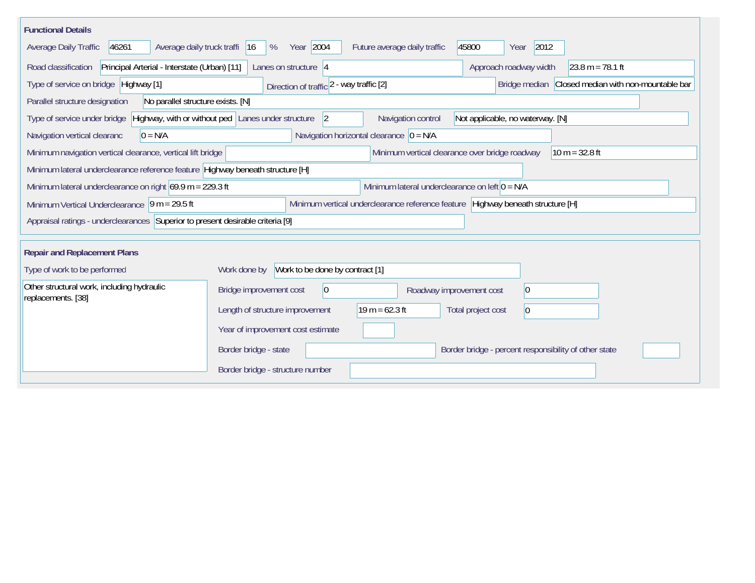## Functional Details

| Field | Value |
|---|---|
| Average Daily Traffic | 46261 |
| Average daily truck traffi | 16 % |
| Year | 2004 |
| Future average daily traffic | 45800 |
| Year | 2012 |
| Road classification | Principal Arterial - Interstate (Urban) [11] |
| Lanes on structure | 4 |
| Approach roadway width | 23.8 m = 78.1 ft |
| Type of service on bridge | Highway [1] |
| Direction of traffic | 2 - way traffic [2] |
| Bridge median | Closed median with non-mountable bar |
| Parallel structure designation | No parallel structure exists. [N] |
| Type of service under bridge | Highway, with or without ped |
| Lanes under structure | 2 |
| Navigation control | Not applicable, no waterway. [N] |
| Navigation vertical clearanc | 0 = N/A |
| Navigation horizontal clearance | 0 = N/A |
| Minimum navigation vertical clearance, vertical lift bridge | |
| Minimum vertical clearance over bridge roadway | 10 m = 32.8 ft |
| Minimum lateral underclearance reference feature | Highway beneath structure [H] |
| Minimum lateral underclearance on right | 69.9 m = 229.3 ft |
| Minimum lateral underclearance on left | 0 = N/A |
| Minimum Vertical Underclearance | 9 m = 29.5 ft |
| Minimum vertical underclearance reference feature | Highway beneath structure [H] |
| Appraisal ratings - underclearances | Superior to present desirable criteria [9] |

## Repair and Replacement Plans

| Field | Value |
|---|---|
| Type of work to be performed | Other structural work, including hydraulic replacements. [38] |
| Work done by | Work to be done by contract [1] |
| Bridge improvement cost | 0 |
| Roadway improvement cost | 0 |
| Length of structure improvement | 19 m = 62.3 ft |
| Total project cost | 0 |
| Year of improvement cost estimate | |
| Border bridge - state | |
| Border bridge - percent responsibility of other state | |
| Border bridge - structure number | |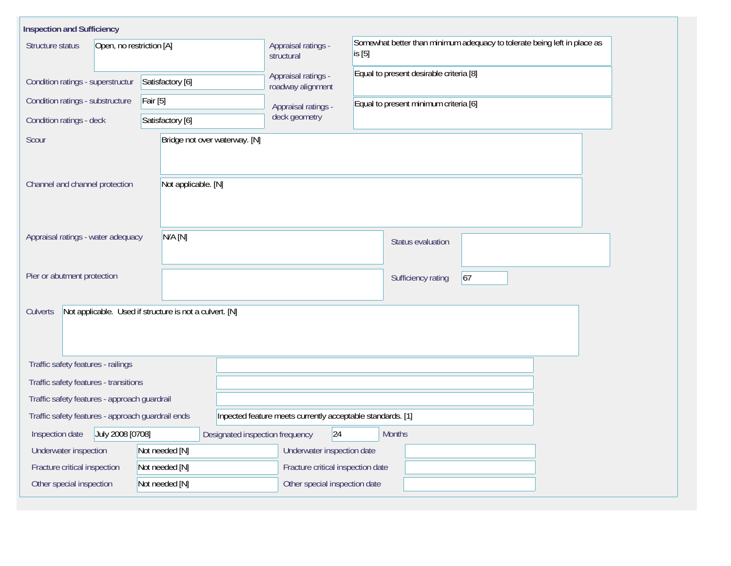## Inspection and Sufficiency

| Field | Value |
|---|---|
| Structure status | Open, no restriction [A] |
| Appraisal ratings - structural | Somewhat better than minimum adequacy to tolerate being left in place as is [5] |
| Condition ratings - superstructur | Satisfactory [6] |
| Appraisal ratings - roadway alignment | Equal to present desirable criteria [8] |
| Condition ratings - substructure | Fair [5] |
| Appraisal ratings - deck geometry | Equal to present minimum criteria [6] |
| Condition ratings - deck | Satisfactory [6] |
| Scour | Bridge not over waterway. [N] |
| Channel and channel protection | Not applicable. [N] |
| Appraisal ratings - water adequacy | N/A [N] |
| Status evaluation | |
| Pier or abutment protection | |
| Sufficiency rating | 67 |
| Culverts | Not applicable. Used if structure is not a culvert. [N] |
| Traffic safety features - railings | |
| Traffic safety features - transitions | |
| Traffic safety features - approach guardrail | |
| Traffic safety features - approach guardrail ends | Inpected feature meets currently acceptable standards. [1] |
| Inspection date | July 2008 [0708] |
| Designated inspection frequency | 24 Months |
| Underwater inspection | Not needed [N] |
| Underwater inspection date | |
| Fracture critical inspection | Not needed [N] |
| Fracture critical inspection date | |
| Other special inspection | Not needed [N] |
| Other special inspection date | |